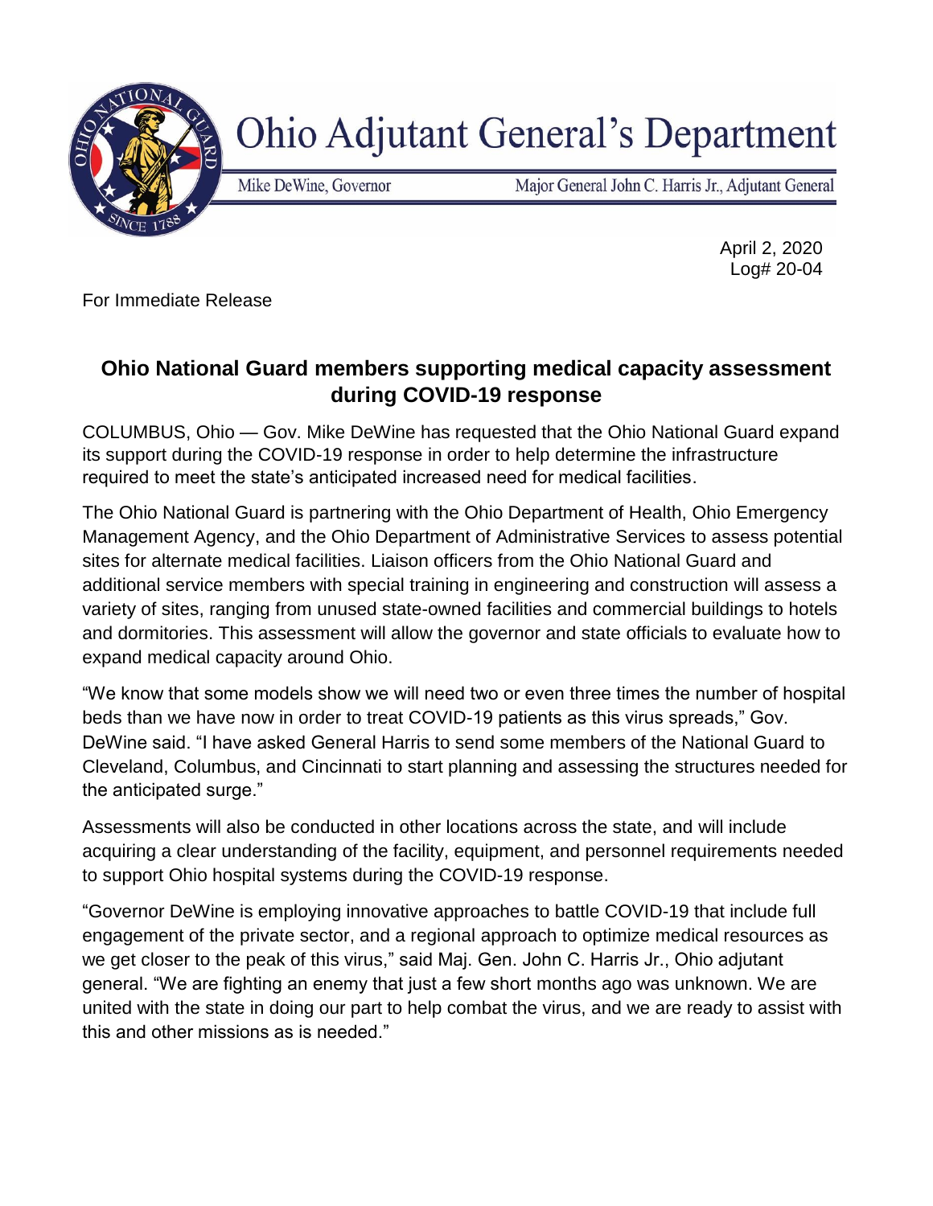# Ohio Adjutant General's Department

Mike DeWine, Governor

Major General John C. Harris Jr., Adjutant General

April 2, 2020
Log# 20-04

For Immediate Release

## Ohio National Guard members supporting medical capacity assessment during COVID-19 response

COLUMBUS, Ohio — Gov. Mike DeWine has requested that the Ohio National Guard expand its support during the COVID-19 response in order to help determine the infrastructure required to meet the state's anticipated increased need for medical facilities.

The Ohio National Guard is partnering with the Ohio Department of Health, Ohio Emergency Management Agency, and the Ohio Department of Administrative Services to assess potential sites for alternate medical facilities. Liaison officers from the Ohio National Guard and additional service members with special training in engineering and construction will assess a variety of sites, ranging from unused state-owned facilities and commercial buildings to hotels and dormitories. This assessment will allow the governor and state officials to evaluate how to expand medical capacity around Ohio.

"We know that some models show we will need two or even three times the number of hospital beds than we have now in order to treat COVID-19 patients as this virus spreads," Gov. DeWine said. "I have asked General Harris to send some members of the National Guard to Cleveland, Columbus, and Cincinnati to start planning and assessing the structures needed for the anticipated surge."

Assessments will also be conducted in other locations across the state, and will include acquiring a clear understanding of the facility, equipment, and personnel requirements needed to support Ohio hospital systems during the COVID-19 response.

"Governor DeWine is employing innovative approaches to battle COVID-19 that include full engagement of the private sector, and a regional approach to optimize medical resources as we get closer to the peak of this virus," said Maj. Gen. John C. Harris Jr., Ohio adjutant general. "We are fighting an enemy that just a few short months ago was unknown. We are united with the state in doing our part to help combat the virus, and we are ready to assist with this and other missions as is needed."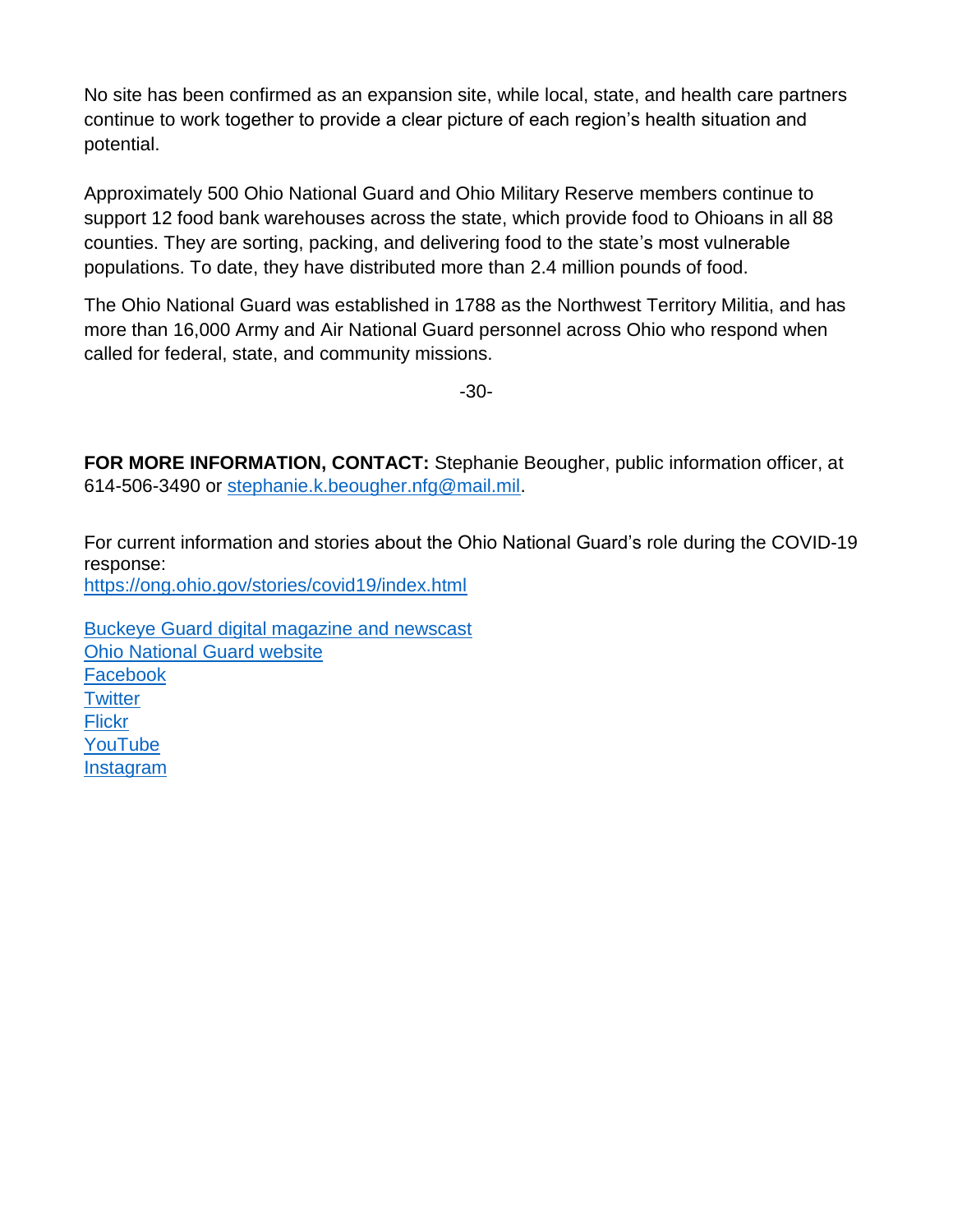No site has been confirmed as an expansion site, while local, state, and health care partners continue to work together to provide a clear picture of each region's health situation and potential.

Approximately 500 Ohio National Guard and Ohio Military Reserve members continue to support 12 food bank warehouses across the state, which provide food to Ohioans in all 88 counties. They are sorting, packing, and delivering food to the state's most vulnerable populations. To date, they have distributed more than 2.4 million pounds of food.

The Ohio National Guard was established in 1788 as the Northwest Territory Militia, and has more than 16,000 Army and Air National Guard personnel across Ohio who respond when called for federal, state, and community missions.

-30-

**FOR MORE INFORMATION, CONTACT:** Stephanie Beougher, public information officer, at 614-506-3490 or stephanie.k.beougher.nfg@mail.mil.

For current information and stories about the Ohio National Guard's role during the COVID-19 response:
https://ong.ohio.gov/stories/covid19/index.html

Buckeye Guard digital magazine and newscast
Ohio National Guard website
Facebook
Twitter
Flickr
YouTube
Instagram